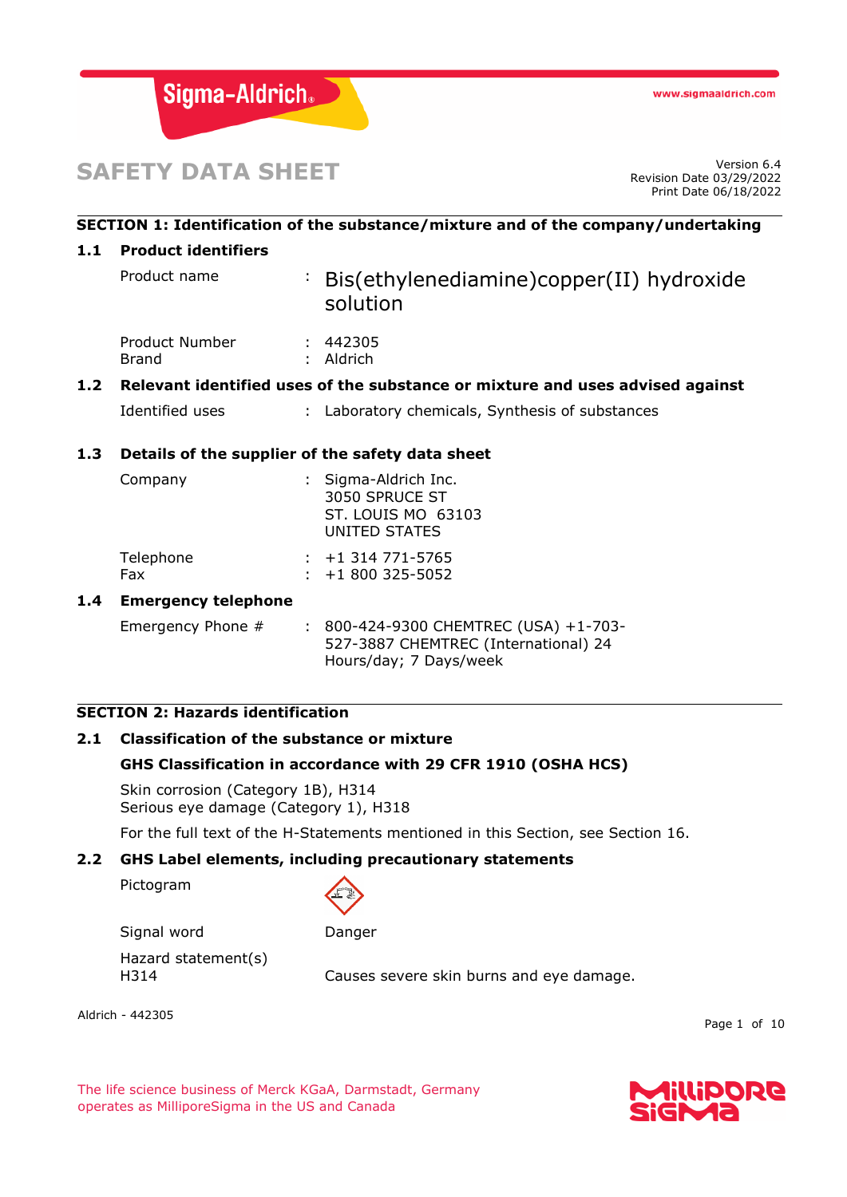# SAFETY DATA SHEET

Version 6.4
Revision Date 03/29/2022
Print Date 06/18/2022

## SECTION 1: Identification of the substance/mixture and of the company/undertaking

### 1.1 Product identifiers

| | | |
|---|---|---|
| Product name | : | Bis(ethylenediamine)copper(II) hydroxide solution |
| Product Number | : | 442305 |
| Brand | : | Aldrich |

### 1.2 Relevant identified uses of the substance or mixture and uses advised against

| | | |
|---|---|---|
| Identified uses | : | Laboratory chemicals, Synthesis of substances |

### 1.3 Details of the supplier of the safety data sheet

| | | |
|---|---|---|
| Company | : | Sigma-Aldrich Inc. 3050 SPRUCE ST ST. LOUIS MO 63103 UNITED STATES |
| Telephone | : | +1 314 771-5765 |
| Fax | : | +1 800 325-5052 |

### 1.4 Emergency telephone

| | | |
|---|---|---|
| Emergency Phone # | : | 800-424-9300 CHEMTREC (USA) +1-703-527-3887 CHEMTREC (International) 24 Hours/day; 7 Days/week |

## SECTION 2: Hazards identification

### 2.1 Classification of the substance or mixture

**GHS Classification in accordance with 29 CFR 1910 (OSHA HCS)**

Skin corrosion (Category 1B), H314
Serious eye damage (Category 1), H318

For the full text of the H-Statements mentioned in this Section, see Section 16.

### 2.2 GHS Label elements, including precautionary statements

| | |
|---|---|
| Pictogram | |
| Signal word | Danger |
| Hazard statement(s) | |
| H314 | Causes severe skin burns and eye damage. |

The life science business of Merck KGaA, Darmstadt, Germany operates as MilliporeSigma in the US and Canada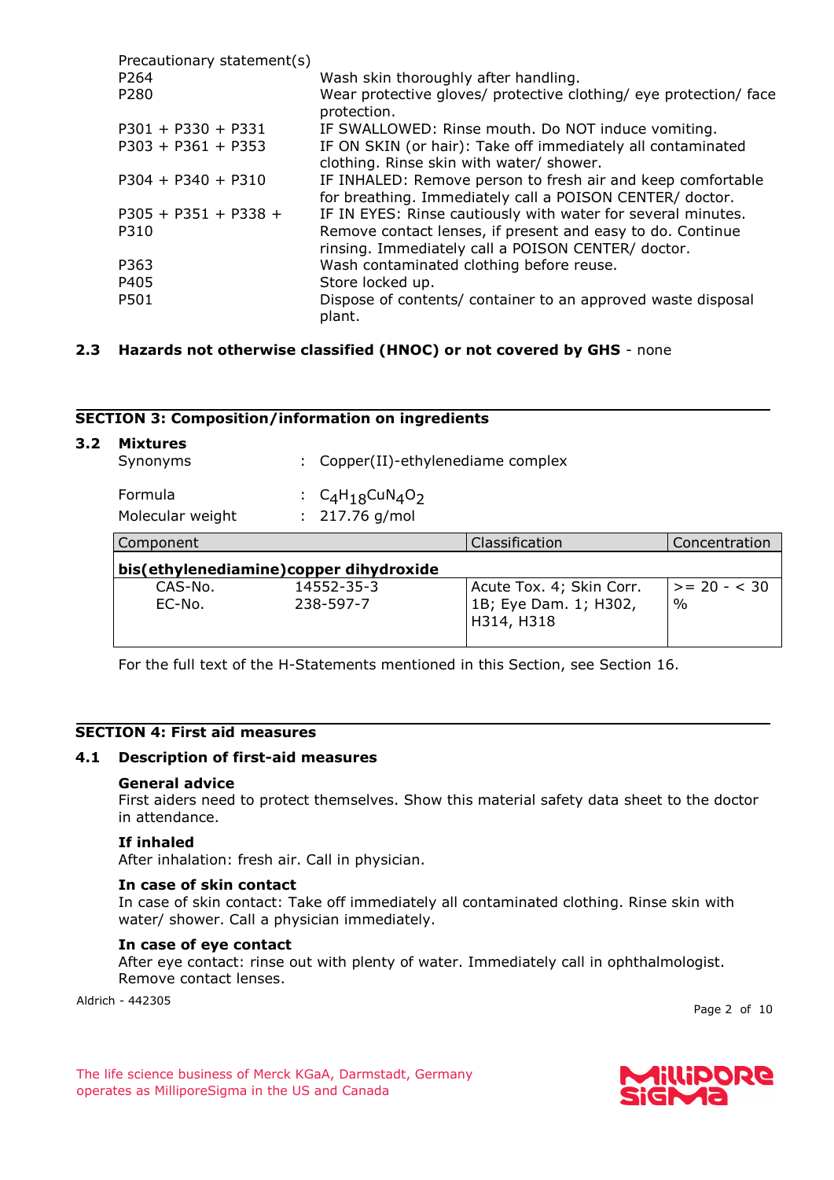Precautionary statement(s)

| | |
|---|---|
| P264 | Wash skin thoroughly after handling. |
| P280 | Wear protective gloves/ protective clothing/ eye protection/ face protection. |
| P301 + P330 + P331 | IF SWALLOWED: Rinse mouth. Do NOT induce vomiting. |
| P303 + P361 + P353 | IF ON SKIN (or hair): Take off immediately all contaminated clothing. Rinse skin with water/ shower. |
| P304 + P340 + P310 | IF INHALED: Remove person to fresh air and keep comfortable for breathing. Immediately call a POISON CENTER/ doctor. |
| P305 + P351 + P338 + P310 | IF IN EYES: Rinse cautiously with water for several minutes. Remove contact lenses, if present and easy to do. Continue rinsing. Immediately call a POISON CENTER/ doctor. |
| P363 | Wash contaminated clothing before reuse. |
| P405 | Store locked up. |
| P501 | Dispose of contents/ container to an approved waste disposal plant. |

### 2.3 Hazards not otherwise classified (HNOC) or not covered by GHS - none

## SECTION 3: Composition/information on ingredients

### 3.2 Mixtures

Synonyms : Copper(II)-ethylenediame complex

Formula : $C_4H_{18}CuN_4O_2$

Molecular weight : 217.76 g/mol

| Component | | Classification | Concentration |
|---|---|---|---|
| **bis(ethylenediamine)copper dihydroxide** | | | |
| CAS-No.<br>EC-No. | 14552-35-3<br>238-597-7 | Acute Tox. 4; Skin Corr. 1B; Eye Dam. 1; H302, H314, H318 | >= 20 - < 30 % |

For the full text of the H-Statements mentioned in this Section, see Section 16.

## SECTION 4: First aid measures

### 4.1 Description of first-aid measures

**General advice**

First aiders need to protect themselves. Show this material safety data sheet to the doctor in attendance.

**If inhaled**

After inhalation: fresh air. Call in physician.

**In case of skin contact**

In case of skin contact: Take off immediately all contaminated clothing. Rinse skin with water/ shower. Call a physician immediately.

**In case of eye contact**

After eye contact: rinse out with plenty of water. Immediately call in ophthalmologist. Remove contact lenses.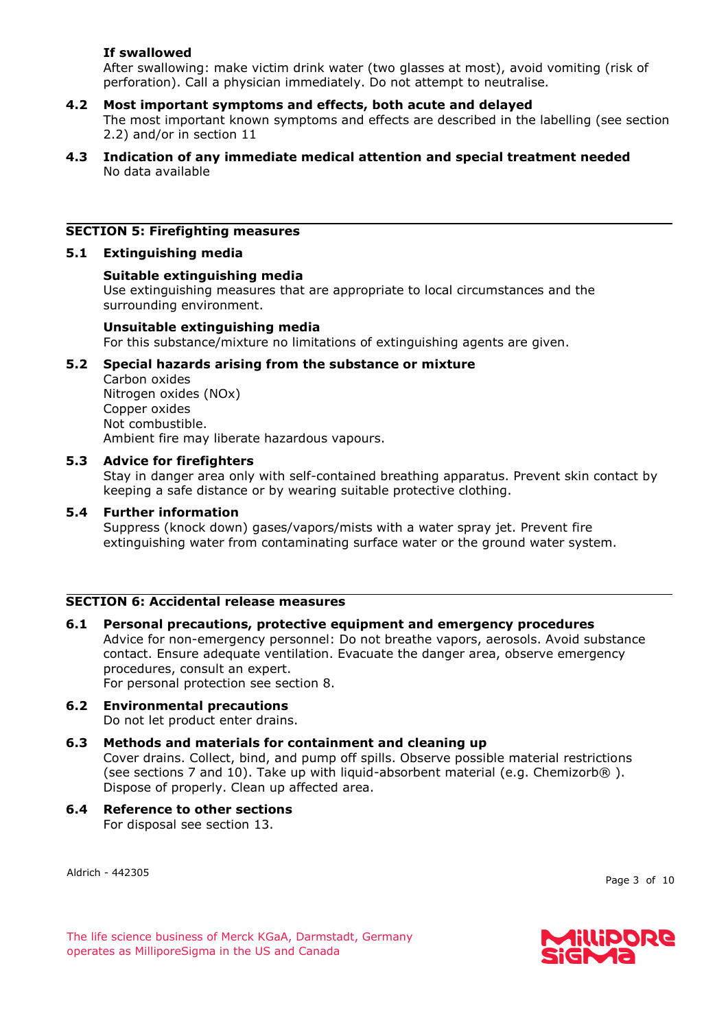**If swallowed**
After swallowing: make victim drink water (two glasses at most), avoid vomiting (risk of perforation). Call a physician immediately. Do not attempt to neutralise.

**4.2 Most important symptoms and effects, both acute and delayed**
The most important known symptoms and effects are described in the labelling (see section 2.2) and/or in section 11

**4.3 Indication of any immediate medical attention and special treatment needed**
No data available

## SECTION 5: Firefighting measures

**5.1 Extinguishing media**

**Suitable extinguishing media**
Use extinguishing measures that are appropriate to local circumstances and the surrounding environment.

**Unsuitable extinguishing media**
For this substance/mixture no limitations of extinguishing agents are given.

**5.2 Special hazards arising from the substance or mixture**
Carbon oxides
Nitrogen oxides (NOx)
Copper oxides
Not combustible.
Ambient fire may liberate hazardous vapours.

**5.3 Advice for firefighters**
Stay in danger area only with self-contained breathing apparatus. Prevent skin contact by keeping a safe distance or by wearing suitable protective clothing.

**5.4 Further information**
Suppress (knock down) gases/vapors/mists with a water spray jet. Prevent fire extinguishing water from contaminating surface water or the ground water system.

## SECTION 6: Accidental release measures

**6.1 Personal precautions, protective equipment and emergency procedures**
Advice for non-emergency personnel: Do not breathe vapors, aerosols. Avoid substance contact. Ensure adequate ventilation. Evacuate the danger area, observe emergency procedures, consult an expert.
For personal protection see section 8.

**6.2 Environmental precautions**
Do not let product enter drains.

**6.3 Methods and materials for containment and cleaning up**
Cover drains. Collect, bind, and pump off spills. Observe possible material restrictions (see sections 7 and 10). Take up with liquid-absorbent material (e.g. Chemizorb® ). Dispose of properly. Clean up affected area.

**6.4 Reference to other sections**
For disposal see section 13.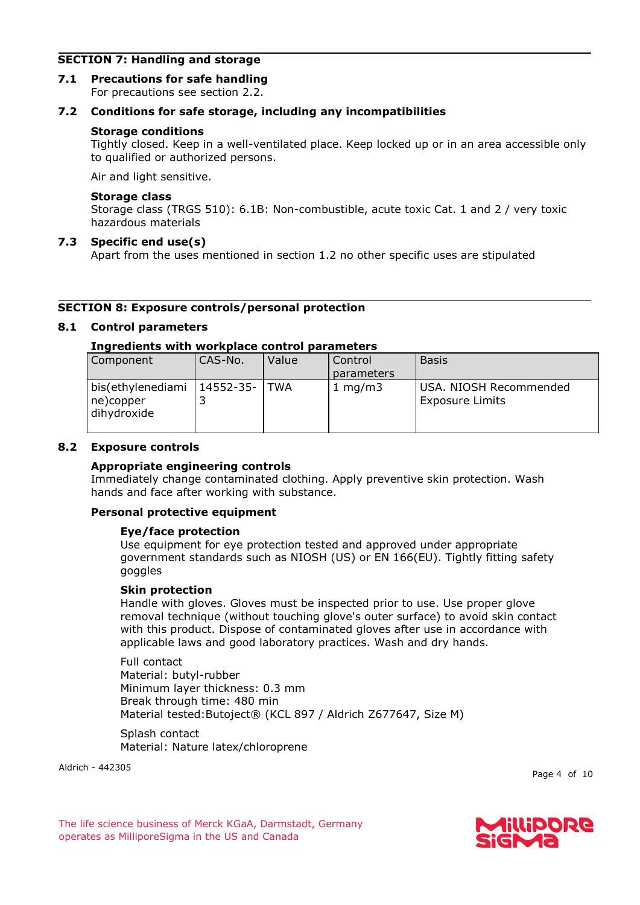## SECTION 7: Handling and storage

### 7.1 Precautions for safe handling

For precautions see section 2.2.

### 7.2 Conditions for safe storage, including any incompatibilities

**Storage conditions**

Tightly closed. Keep in a well-ventilated place. Keep locked up or in an area accessible only to qualified or authorized persons.

Air and light sensitive.

**Storage class**

Storage class (TRGS 510): 6.1B: Non-combustible, acute toxic Cat. 1 and 2 / very toxic hazardous materials

### 7.3 Specific end use(s)

Apart from the uses mentioned in section 1.2 no other specific uses are stipulated

## SECTION 8: Exposure controls/personal protection

### 8.1 Control parameters

**Ingredients with workplace control parameters**

| Component | CAS-No. | Value | Control parameters | Basis |
|---|---|---|---|---|
| bis(ethylenediamine)copper dihydroxide | 14552-35-3 | TWA | 1 mg/m3 | USA. NIOSH Recommended Exposure Limits |

### 8.2 Exposure controls

**Appropriate engineering controls**

Immediately change contaminated clothing. Apply preventive skin protection. Wash hands and face after working with substance.

**Personal protective equipment**

**Eye/face protection**

Use equipment for eye protection tested and approved under appropriate government standards such as NIOSH (US) or EN 166(EU). Tightly fitting safety goggles

**Skin protection**

Handle with gloves. Gloves must be inspected prior to use. Use proper glove removal technique (without touching glove's outer surface) to avoid skin contact with this product. Dispose of contaminated gloves after use in accordance with applicable laws and good laboratory practices. Wash and dry hands.

Full contact
Material: butyl-rubber
Minimum layer thickness: 0.3 mm
Break through time: 480 min
Material tested:Butoject® (KCL 897 / Aldrich Z677647, Size M)

Splash contact
Material: Nature latex/chloroprene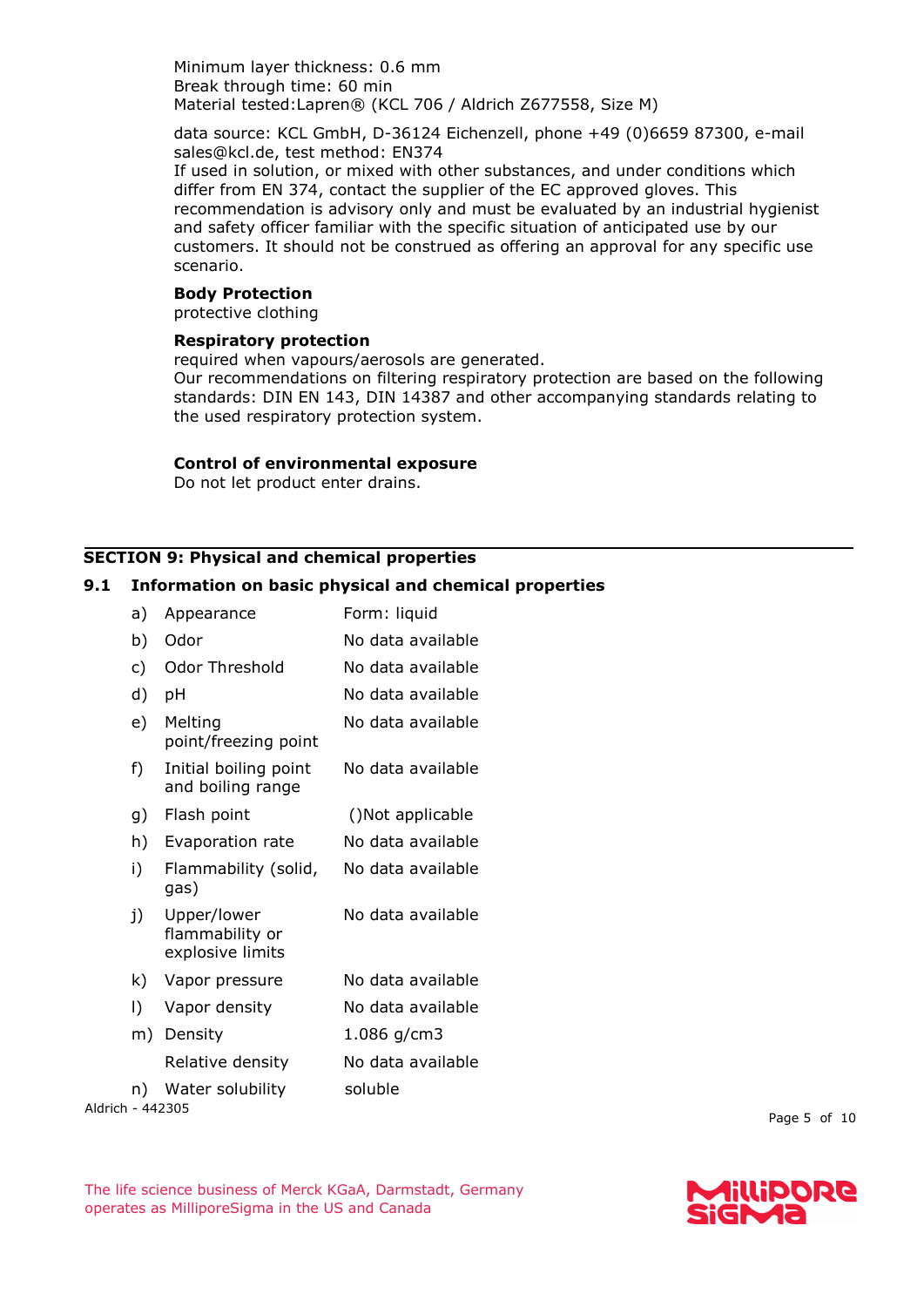Minimum layer thickness: 0.6 mm
Break through time: 60 min
Material tested:Lapren® (KCL 706 / Aldrich Z677558, Size M)

data source: KCL GmbH, D-36124 Eichenzell, phone +49 (0)6659 87300, e-mail sales@kcl.de, test method: EN374
If used in solution, or mixed with other substances, and under conditions which differ from EN 374, contact the supplier of the EC approved gloves. This recommendation is advisory only and must be evaluated by an industrial hygienist and safety officer familiar with the specific situation of anticipated use by our customers. It should not be construed as offering an approval for any specific use scenario.

**Body Protection**
protective clothing

**Respiratory protection**
required when vapours/aerosols are generated.
Our recommendations on filtering respiratory protection are based on the following standards: DIN EN 143, DIN 14387 and other accompanying standards relating to the used respiratory protection system.

**Control of environmental exposure**
Do not let product enter drains.

## SECTION 9: Physical and chemical properties

### 9.1 Information on basic physical and chemical properties

| | | |
|---|---|---|
| a) | Appearance | Form: liquid |
| b) | Odor | No data available |
| c) | Odor Threshold | No data available |
| d) | pH | No data available |
| e) | Melting point/freezing point | No data available |
| f) | Initial boiling point and boiling range | No data available |
| g) | Flash point | ()Not applicable |
| h) | Evaporation rate | No data available |
| i) | Flammability (solid, gas) | No data available |
| j) | Upper/lower flammability or explosive limits | No data available |
| k) | Vapor pressure | No data available |
| l) | Vapor density | No data available |
| m) | Density | 1.086 g/cm3 |
| | Relative density | No data available |
| n) | Water solubility | soluble |

Aldrich - 442305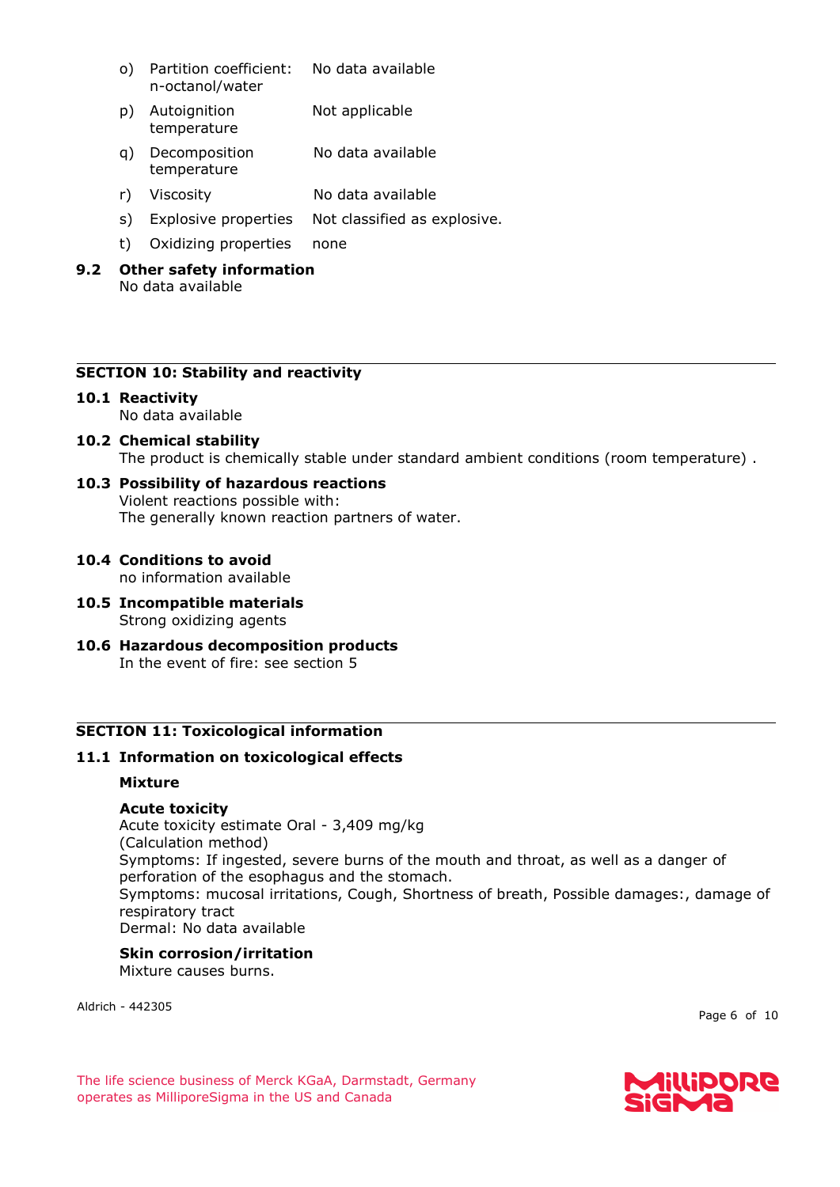| | | |
|---|---|---|
| o) | Partition coefficient: n-octanol/water | No data available |
| p) | Autoignition temperature | Not applicable |
| q) | Decomposition temperature | No data available |
| r) | Viscosity | No data available |
| s) | Explosive properties | Not classified as explosive. |
| t) | Oxidizing properties | none |

### 9.2 Other safety information

No data available

## SECTION 10: Stability and reactivity

### 10.1 Reactivity

No data available

### 10.2 Chemical stability

The product is chemically stable under standard ambient conditions (room temperature) .

### 10.3 Possibility of hazardous reactions

Violent reactions possible with:
The generally known reaction partners of water.

### 10.4 Conditions to avoid

no information available

### 10.5 Incompatible materials

Strong oxidizing agents

### 10.6 Hazardous decomposition products

In the event of fire: see section 5

## SECTION 11: Toxicological information

### 11.1 Information on toxicological effects

**Mixture**

**Acute toxicity**

Acute toxicity estimate Oral - 3,409 mg/kg
(Calculation method)
Symptoms: If ingested, severe burns of the mouth and throat, as well as a danger of perforation of the esophagus and the stomach.
Symptoms: mucosal irritations, Cough, Shortness of breath, Possible damages:, damage of respiratory tract
Dermal: No data available

**Skin corrosion/irritation**

Mixture causes burns.

Aldrich - 442305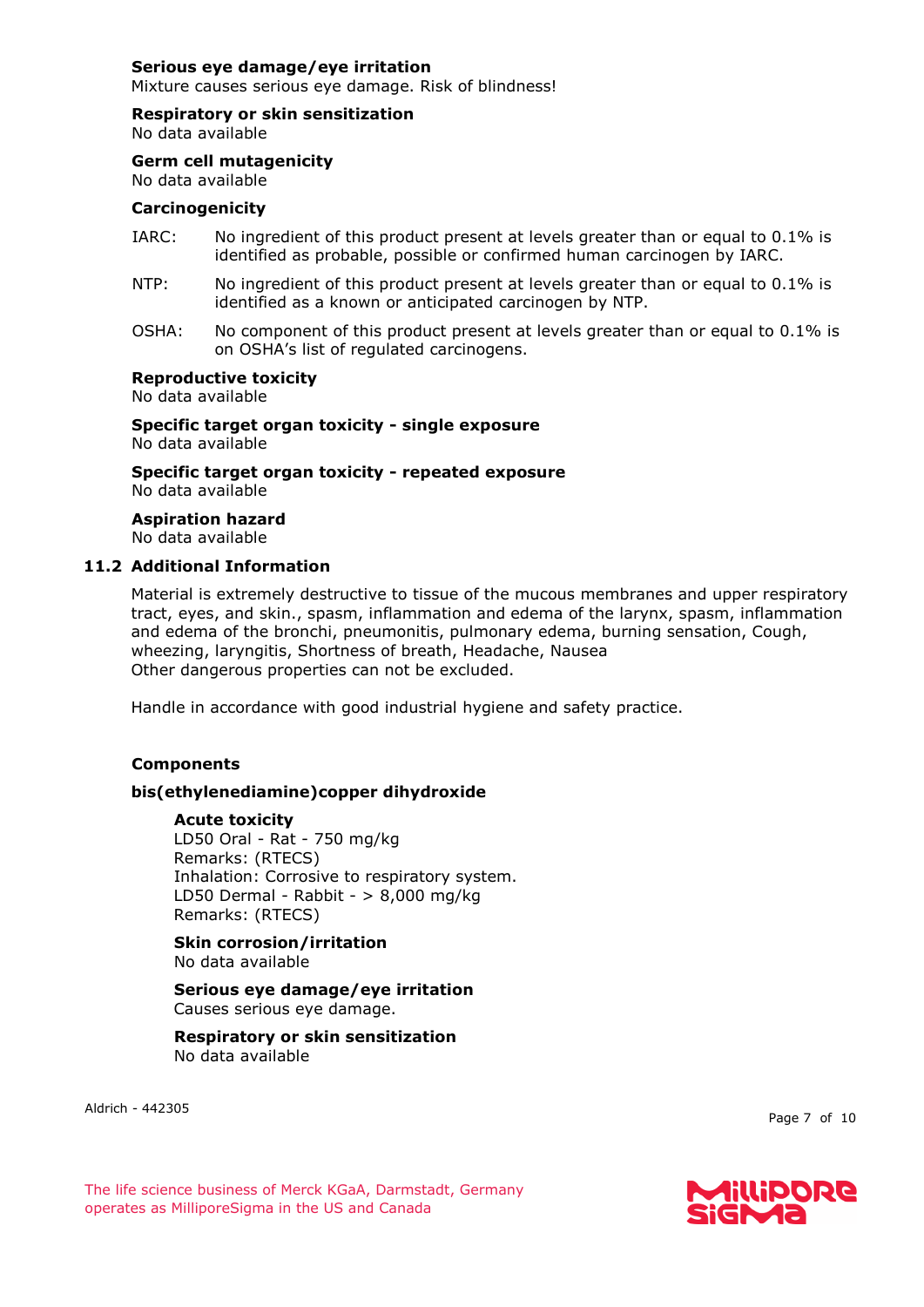**Serious eye damage/eye irritation**
Mixture causes serious eye damage. Risk of blindness!

**Respiratory or skin sensitization**
No data available

**Germ cell mutagenicity**
No data available

**Carcinogenicity**

IARC: No ingredient of this product present at levels greater than or equal to 0.1% is identified as probable, possible or confirmed human carcinogen by IARC.

NTP: No ingredient of this product present at levels greater than or equal to 0.1% is identified as a known or anticipated carcinogen by NTP.

OSHA: No component of this product present at levels greater than or equal to 0.1% is on OSHA's list of regulated carcinogens.

**Reproductive toxicity**
No data available

**Specific target organ toxicity - single exposure**
No data available

**Specific target organ toxicity - repeated exposure**
No data available

**Aspiration hazard**
No data available

## 11.2 Additional Information

Material is extremely destructive to tissue of the mucous membranes and upper respiratory tract, eyes, and skin., spasm, inflammation and edema of the larynx, spasm, inflammation and edema of the bronchi, pneumonitis, pulmonary edema, burning sensation, Cough, wheezing, laryngitis, Shortness of breath, Headache, Nausea
Other dangerous properties can not be excluded.

Handle in accordance with good industrial hygiene and safety practice.

**Components**

**bis(ethylenediamine)copper dihydroxide**

**Acute toxicity**
LD50 Oral - Rat - 750 mg/kg
Remarks: (RTECS)
Inhalation: Corrosive to respiratory system.
LD50 Dermal - Rabbit - > 8,000 mg/kg
Remarks: (RTECS)

**Skin corrosion/irritation**
No data available

**Serious eye damage/eye irritation**
Causes serious eye damage.

**Respiratory or skin sensitization**
No data available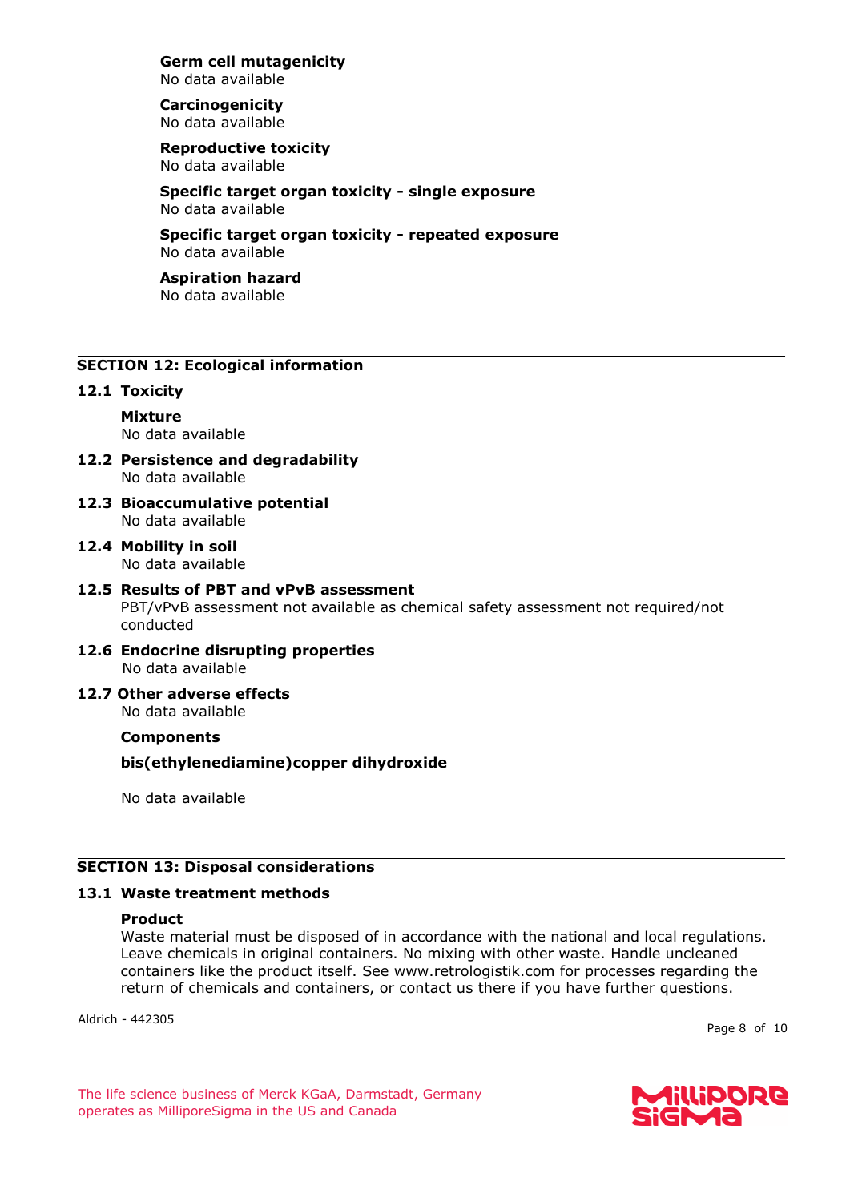**Germ cell mutagenicity**
No data available

**Carcinogenicity**
No data available

**Reproductive toxicity**
No data available

**Specific target organ toxicity - single exposure**
No data available

**Specific target organ toxicity - repeated exposure**
No data available

**Aspiration hazard**
No data available

## SECTION 12: Ecological information

### 12.1 Toxicity

**Mixture**
No data available

### 12.2 Persistence and degradability
No data available

### 12.3 Bioaccumulative potential
No data available

### 12.4 Mobility in soil
No data available

### 12.5 Results of PBT and vPvB assessment
PBT/vPvB assessment not available as chemical safety assessment not required/not conducted

### 12.6 Endocrine disrupting properties
No data available

### 12.7 Other adverse effects
No data available

**Components**

**bis(ethylenediamine)copper dihydroxide**

No data available

## SECTION 13: Disposal considerations

### 13.1 Waste treatment methods

**Product**
Waste material must be disposed of in accordance with the national and local regulations. Leave chemicals in original containers. No mixing with other waste. Handle uncleaned containers like the product itself. See www.retrologistik.com for processes regarding the return of chemicals and containers, or contact us there if you have further questions.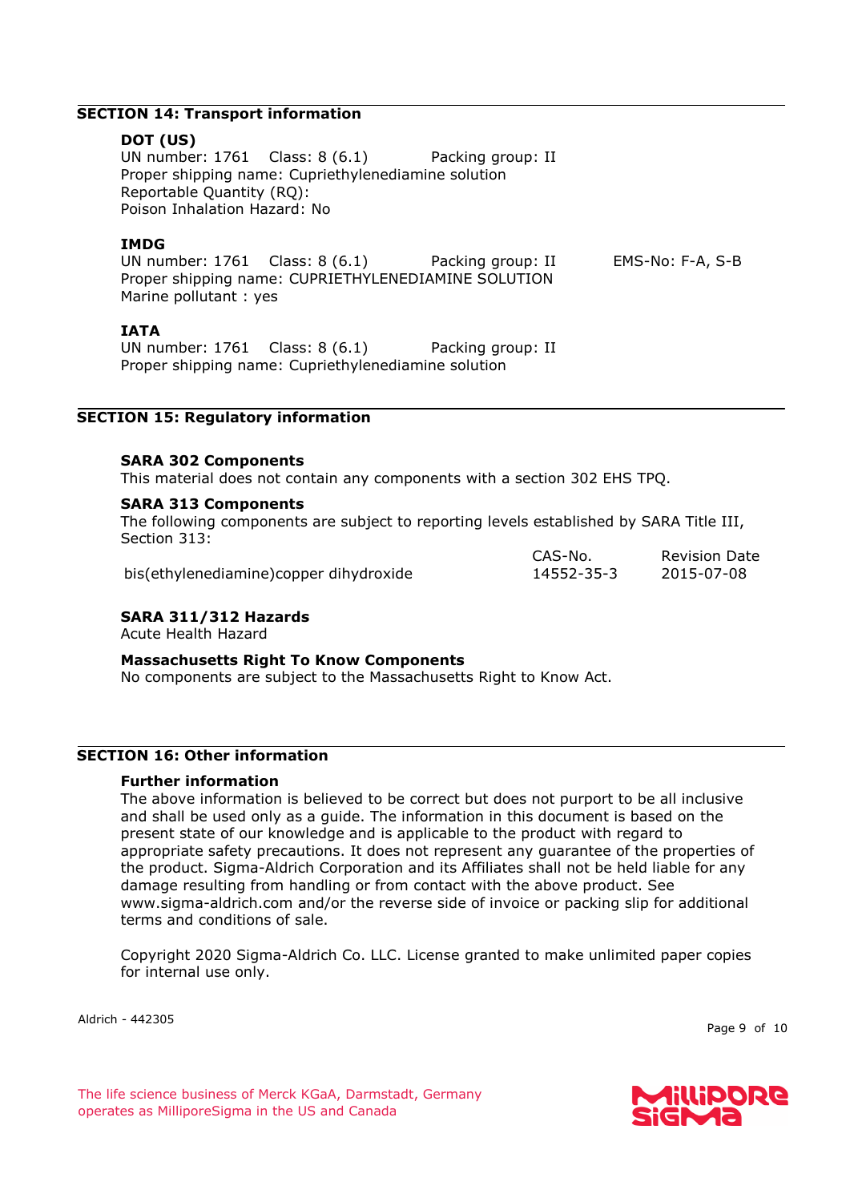## SECTION 14: Transport information

### DOT (US)

UN number: 1761    Class: 8 (6.1)    Packing group: II
Proper shipping name: Cupriethylenediamine solution
Reportable Quantity (RQ):
Poison Inhalation Hazard: No

### IMDG

UN number: 1761    Class: 8 (6.1)    Packing group: II    EMS-No: F-A, S-B
Proper shipping name: CUPRIETHYLENEDIAMINE SOLUTION
Marine pollutant : yes

### IATA

UN number: 1761    Class: 8 (6.1)    Packing group: II
Proper shipping name: Cupriethylenediamine solution

## SECTION 15: Regulatory information

**SARA 302 Components**
This material does not contain any components with a section 302 EHS TPQ.

**SARA 313 Components**
The following components are subject to reporting levels established by SARA Title III, Section 313:

| | CAS-No. | Revision Date |
|---|---|---|
| bis(ethylenediamine)copper dihydroxide | 14552-35-3 | 2015-07-08 |

**SARA 311/312 Hazards**
Acute Health Hazard

**Massachusetts Right To Know Components**
No components are subject to the Massachusetts Right to Know Act.

## SECTION 16: Other information

**Further information**
The above information is believed to be correct but does not purport to be all inclusive and shall be used only as a guide. The information in this document is based on the present state of our knowledge and is applicable to the product with regard to appropriate safety precautions. It does not represent any guarantee of the properties of the product. Sigma-Aldrich Corporation and its Affiliates shall not be held liable for any damage resulting from handling or from contact with the above product. See www.sigma-aldrich.com and/or the reverse side of invoice or packing slip for additional terms and conditions of sale.

Copyright 2020 Sigma-Aldrich Co. LLC. License granted to make unlimited paper copies for internal use only.

Aldrich - 442305

The life science business of Merck KGaA, Darmstadt, Germany operates as MilliporeSigma in the US and Canada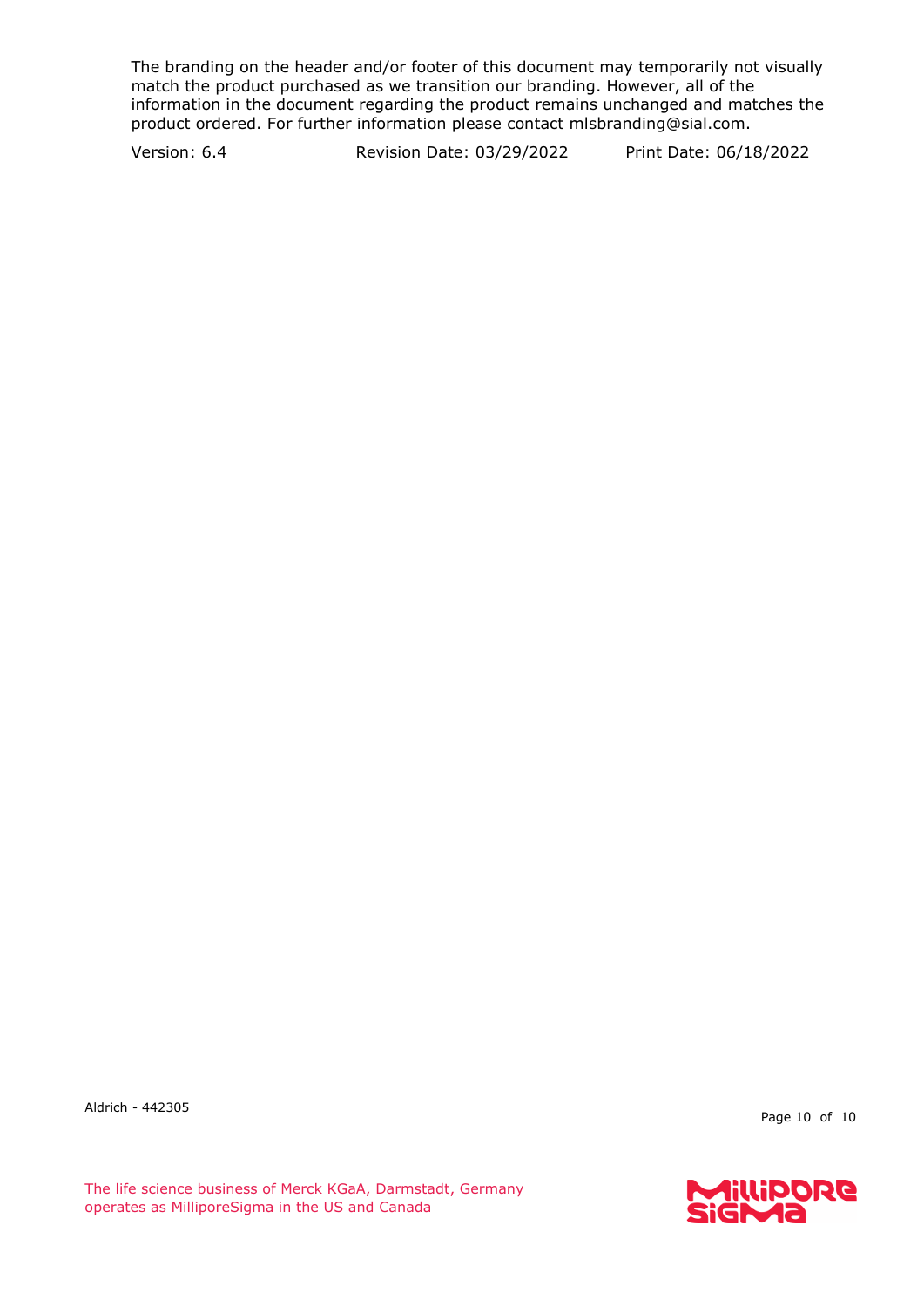The branding on the header and/or footer of this document may temporarily not visually match the product purchased as we transition our branding. However, all of the information in the document regarding the product remains unchanged and matches the product ordered. For further information please contact mlsbranding@sial.com.

Version: 6.4    Revision Date: 03/29/2022    Print Date: 06/18/2022